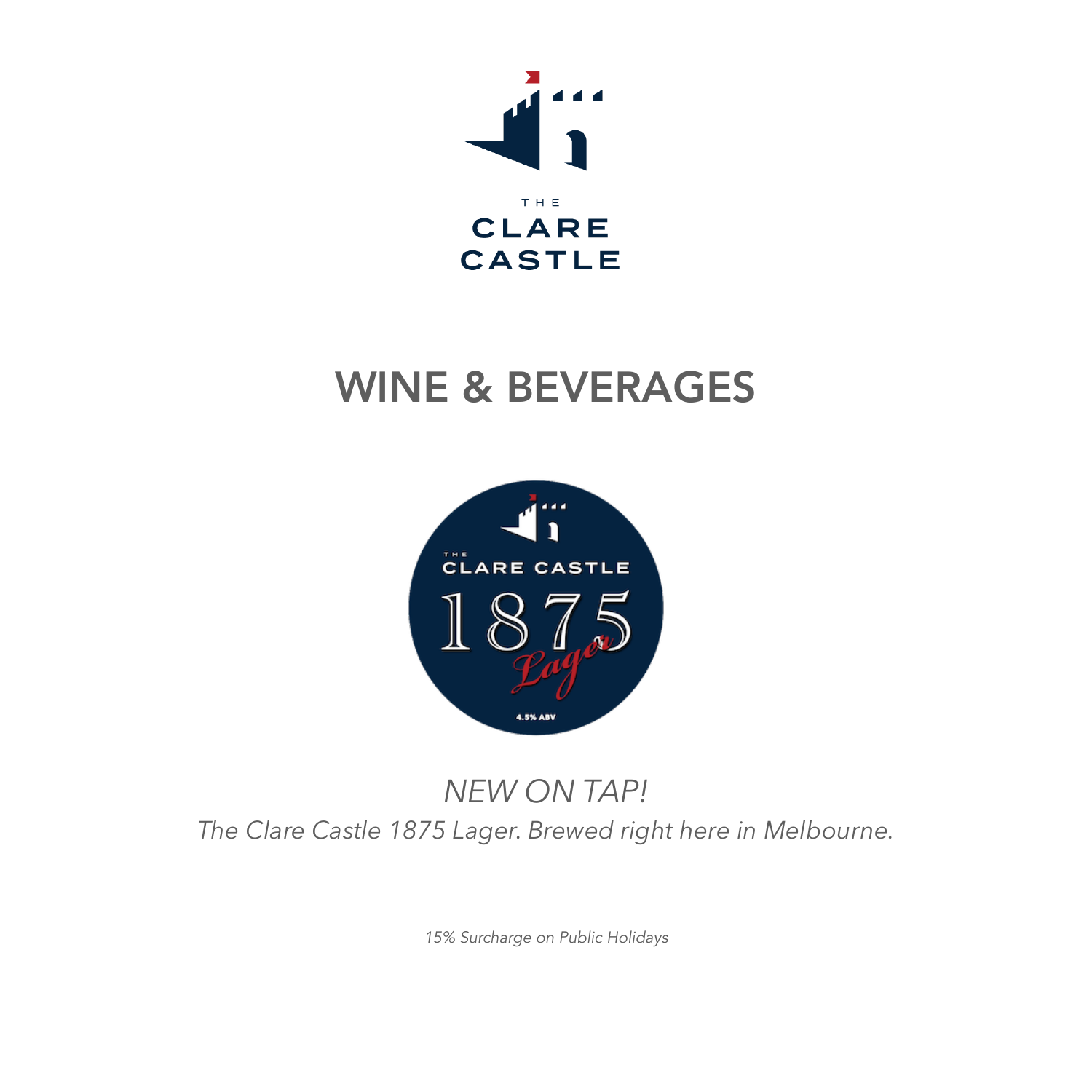THE
CLARE
CASTLE

# WINE & BEVERAGES

*NEW ON TAP!*

*The Clare Castle 1875 Lager. Brewed right here in Melbourne.*

*15% Surcharge on Public Holidays*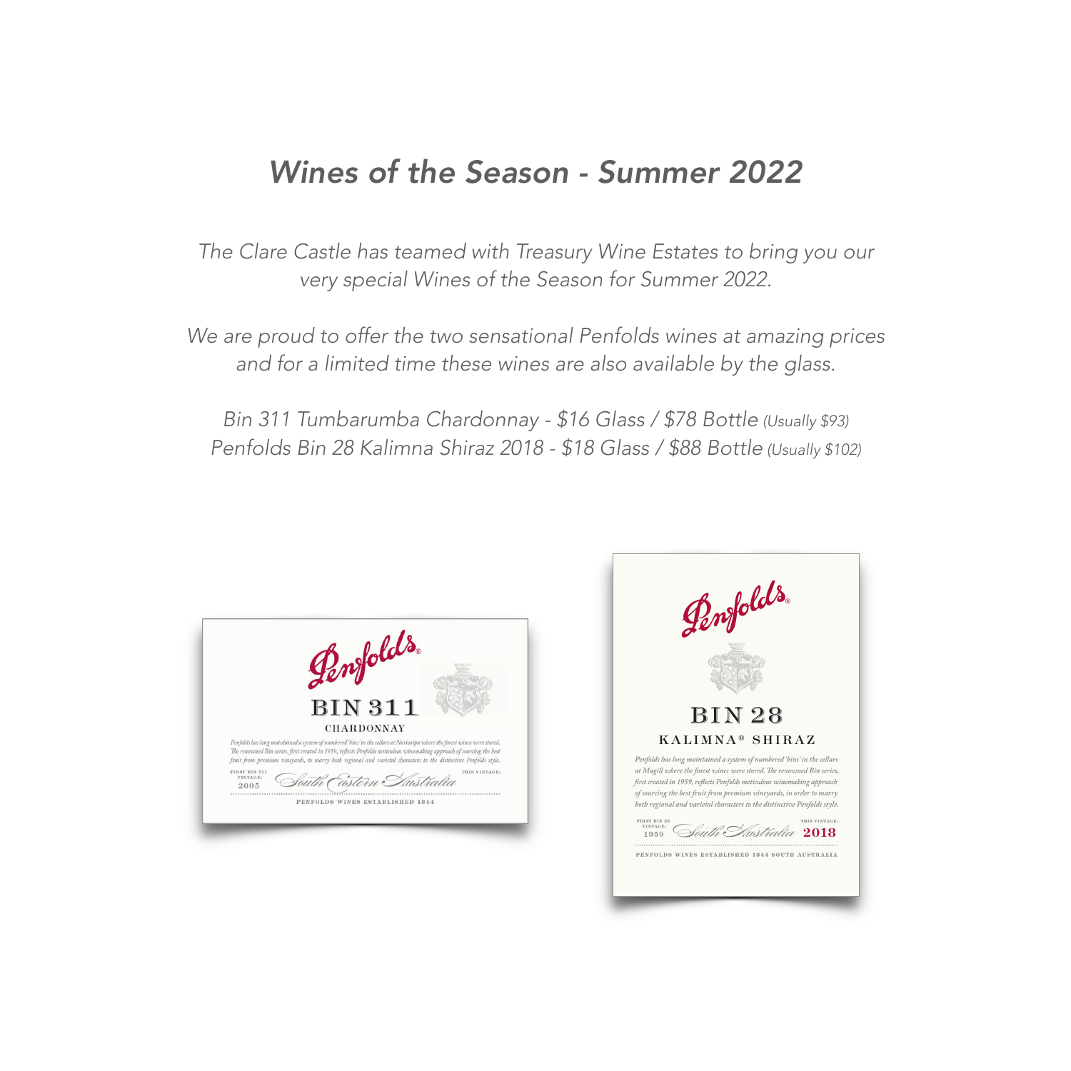# *Wines of the Season - Summer 2022*

*The Clare Castle has teamed with Treasury Wine Estates to bring you our very special Wines of the Season for Summer 2022.*

*We are proud to offer the two sensational Penfolds wines at amazing prices and for a limited time these wines are also available by the glass.*

*Bin 311 Tumbarumba Chardonnay - $16 Glass / $78 Bottle (Usually $93)*
*Penfolds Bin 28 Kalimna Shiraz 2018 - $18 Glass / $88 Bottle (Usually $102)*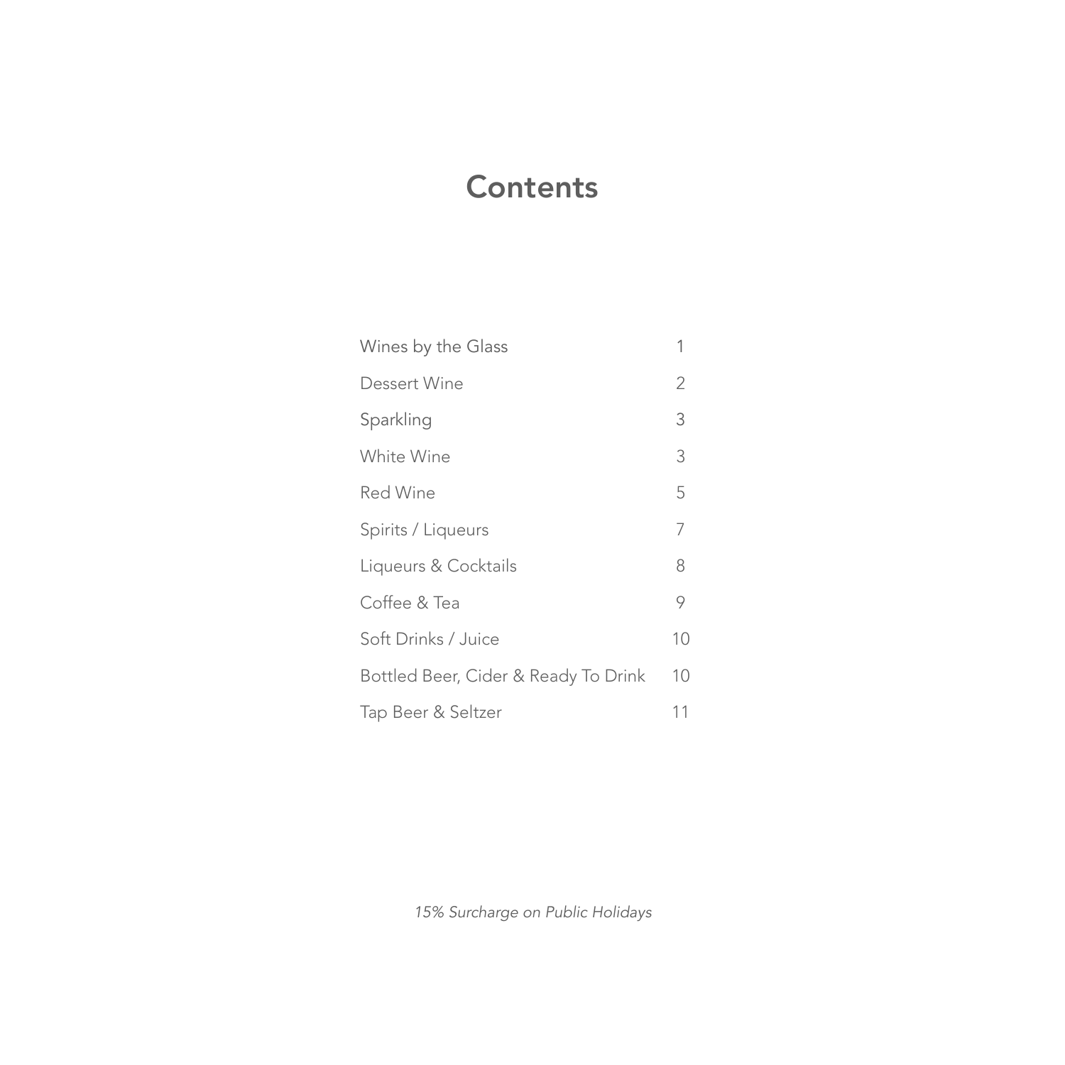# Contents

| | |
|---|---|
| Wines by the Glass | 1 |
| Dessert Wine | 2 |
| Sparkling | 3 |
| White Wine | 3 |
| Red Wine | 5 |
| Spirits / Liqueurs | 7 |
| Liqueurs & Cocktails | 8 |
| Coffee & Tea | 9 |
| Soft Drinks / Juice | 10 |
| Bottled Beer, Cider & Ready To Drink | 10 |
| Tap Beer & Seltzer | 11 |

*15% Surcharge on Public Holidays*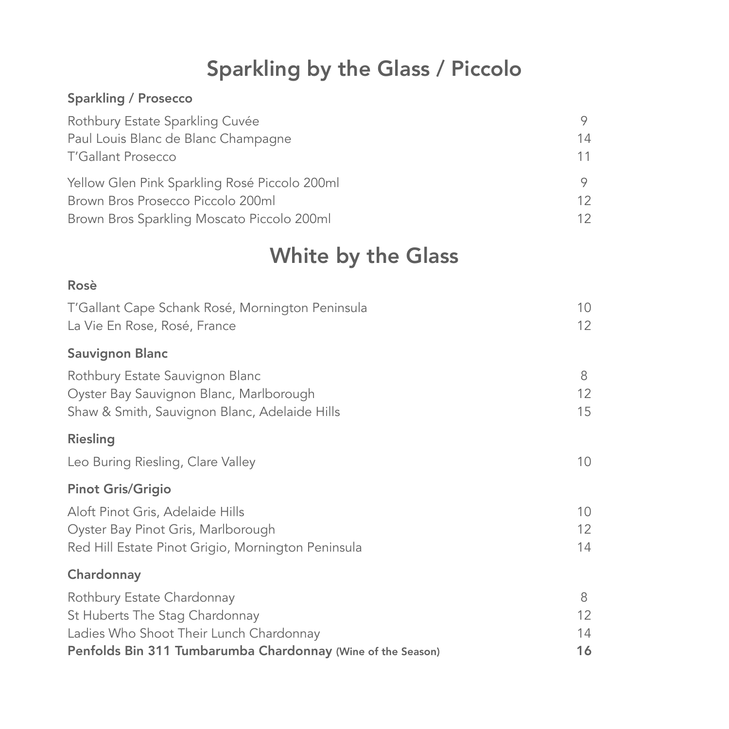# Sparkling by the Glass / Piccolo

## Sparkling / Prosecco

| | |
|---|---|
| Rothbury Estate Sparkling Cuvée | 9 |
| Paul Louis Blanc de Blanc Champagne | 14 |
| T'Gallant Prosecco | 11 |
| Yellow Glen Pink Sparkling Rosé Piccolo 200ml | 9 |
| Brown Bros Prosecco Piccolo 200ml | 12 |
| Brown Bros Sparkling Moscato Piccolo 200ml | 12 |

# White by the Glass

## Rosè

| | |
|---|---|
| T'Gallant Cape Schank Rosé, Mornington Peninsula | 10 |
| La Vie En Rose, Rosé, France | 12 |

## Sauvignon Blanc

| | |
|---|---|
| Rothbury Estate Sauvignon Blanc | 8 |
| Oyster Bay Sauvignon Blanc, Marlborough | 12 |
| Shaw & Smith, Sauvignon Blanc, Adelaide Hills | 15 |

## Riesling

| | |
|---|---|
| Leo Buring Riesling, Clare Valley | 10 |

## Pinot Gris/Grigio

| | |
|---|---|
| Aloft Pinot Gris, Adelaide Hills | 10 |
| Oyster Bay Pinot Gris, Marlborough | 12 |
| Red Hill Estate Pinot Grigio, Mornington Peninsula | 14 |

## Chardonnay

| | |
|---|---|
| Rothbury Estate Chardonnay | 8 |
| St Huberts The Stag Chardonnay | 12 |
| Ladies Who Shoot Their Lunch Chardonnay | 14 |
| **Penfolds Bin 311 Tumbarumba Chardonnay (Wine of the Season)** | **16** |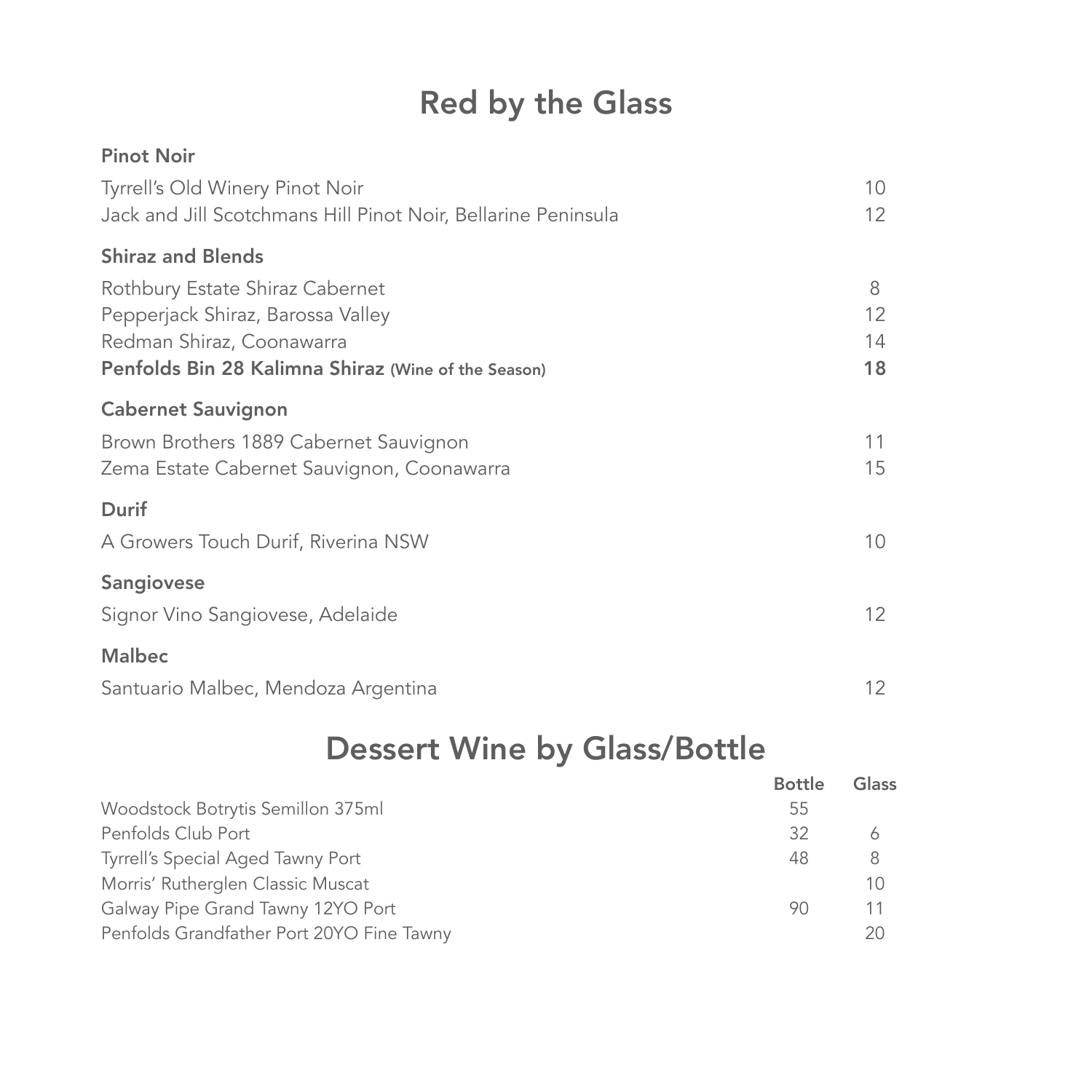# Red by the Glass

### Pinot Noir

| | |
|---|---|
| Tyrrell's Old Winery Pinot Noir | 10 |
| Jack and Jill Scotchmans Hill Pinot Noir, Bellarine Peninsula | 12 |

### Shiraz and Blends

| | |
|---|---|
| Rothbury Estate Shiraz Cabernet | 8 |
| Pepperjack Shiraz, Barossa Valley | 12 |
| Redman Shiraz, Coonawarra | 14 |
| **Penfolds Bin 28 Kalimna Shiraz (Wine of the Season)** | **18** |

### Cabernet Sauvignon

| | |
|---|---|
| Brown Brothers 1889 Cabernet Sauvignon | 11 |
| Zema Estate Cabernet Sauvignon, Coonawarra | 15 |

### Durif

| | |
|---|---|
| A Growers Touch Durif, Riverina NSW | 10 |

### Sangiovese

| | |
|---|---|
| Signor Vino Sangiovese, Adelaide | 12 |

### Malbec

| | |
|---|---|
| Santuario Malbec, Mendoza Argentina | 12 |

# Dessert Wine by Glass/Bottle

| | Bottle | Glass |
|---|---|---|
| Woodstock Botrytis Semillon 375ml | 55 | |
| Penfolds Club Port | 32 | 6 |
| Tyrrell's Special Aged Tawny Port | 48 | 8 |
| Morris' Rutherglen Classic Muscat | | 10 |
| Galway Pipe Grand Tawny 12YO Port | 90 | 11 |
| Penfolds Grandfather Port 20YO Fine Tawny | | 20 |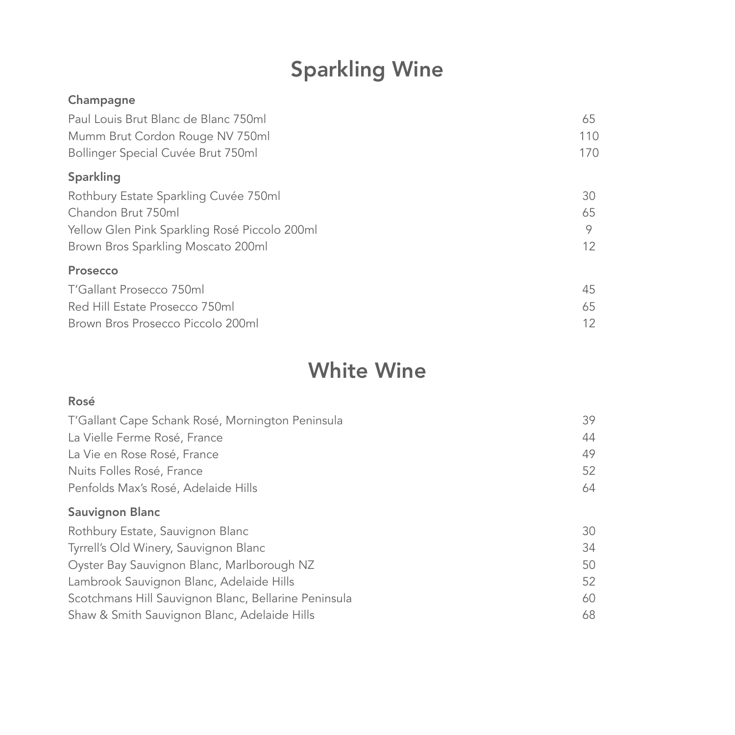# Sparkling Wine

### Champagne

| | |
|---|---|
| Paul Louis Brut Blanc de Blanc 750ml | 65 |
| Mumm Brut Cordon Rouge NV 750ml | 110 |
| Bollinger Special Cuvée Brut 750ml | 170 |

### Sparkling

| | |
|---|---|
| Rothbury Estate Sparkling Cuvée 750ml | 30 |
| Chandon Brut 750ml | 65 |
| Yellow Glen Pink Sparkling Rosé Piccolo 200ml | 9 |
| Brown Bros Sparkling Moscato 200ml | 12 |

### Prosecco

| | |
|---|---|
| T'Gallant Prosecco 750ml | 45 |
| Red Hill Estate Prosecco 750ml | 65 |
| Brown Bros Prosecco Piccolo 200ml | 12 |

# White Wine

### Rosé

| | |
|---|---|
| T'Gallant Cape Schank Rosé, Mornington Peninsula | 39 |
| La Vielle Ferme Rosé, France | 44 |
| La Vie en Rose Rosé, France | 49 |
| Nuits Folles Rosé, France | 52 |
| Penfolds Max's Rosé, Adelaide Hills | 64 |

### Sauvignon Blanc

| | |
|---|---|
| Rothbury Estate, Sauvignon Blanc | 30 |
| Tyrrell's Old Winery, Sauvignon Blanc | 34 |
| Oyster Bay Sauvignon Blanc, Marlborough NZ | 50 |
| Lambrook Sauvignon Blanc, Adelaide Hills | 52 |
| Scotchmans Hill Sauvignon Blanc, Bellarine Peninsula | 60 |
| Shaw & Smith Sauvignon Blanc, Adelaide Hills | 68 |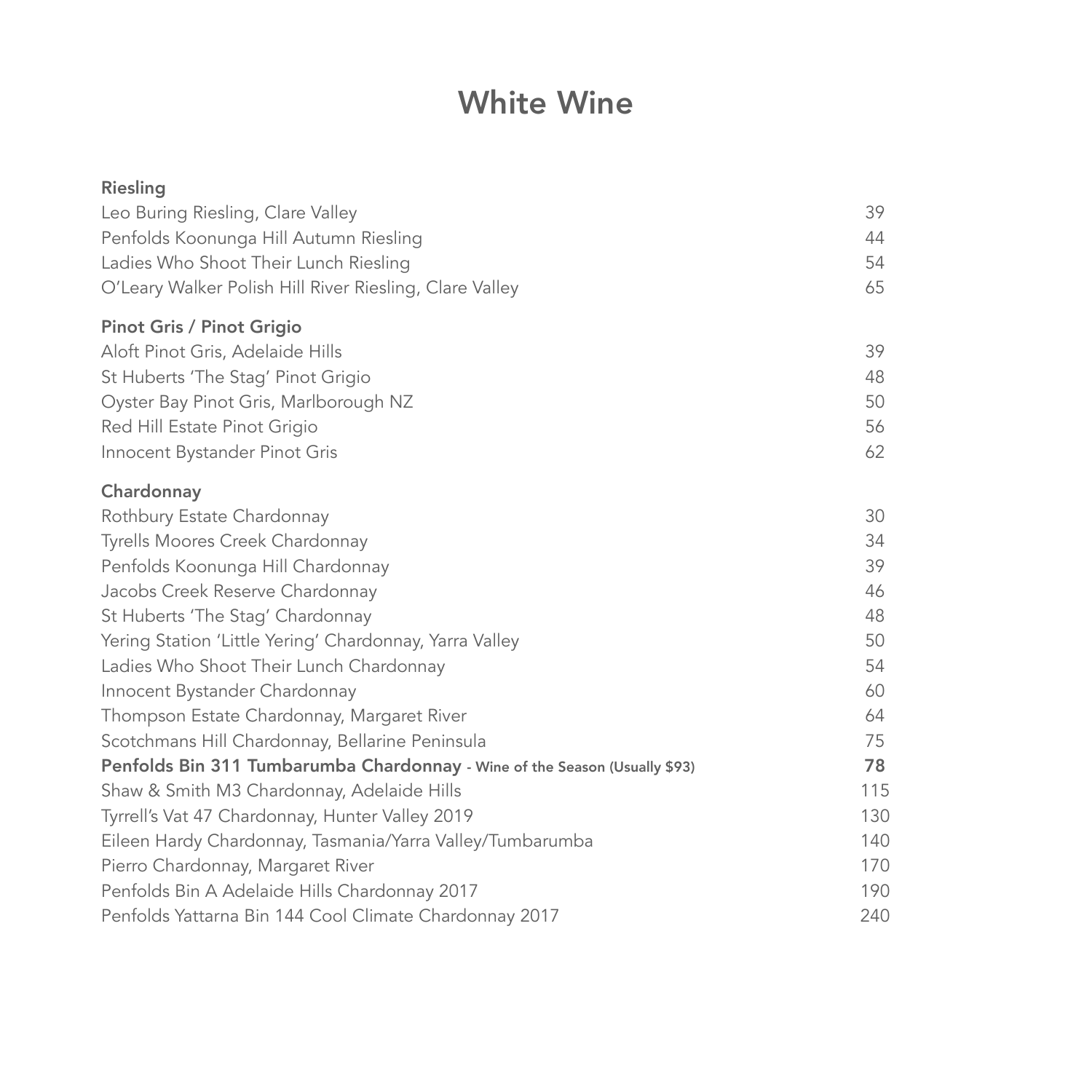# White Wine

## Riesling

| | |
|---|---|
| Leo Buring Riesling, Clare Valley | 39 |
| Penfolds Koonunga Hill Autumn Riesling | 44 |
| Ladies Who Shoot Their Lunch Riesling | 54 |
| O'Leary Walker Polish Hill River Riesling, Clare Valley | 65 |

## Pinot Gris / Pinot Grigio

| | |
|---|---|
| Aloft Pinot Gris, Adelaide Hills | 39 |
| St Huberts 'The Stag' Pinot Grigio | 48 |
| Oyster Bay Pinot Gris, Marlborough NZ | 50 |
| Red Hill Estate Pinot Grigio | 56 |
| Innocent Bystander Pinot Gris | 62 |

## Chardonnay

| | |
|---|---|
| Rothbury Estate Chardonnay | 30 |
| Tyrells Moores Creek Chardonnay | 34 |
| Penfolds Koonunga Hill Chardonnay | 39 |
| Jacobs Creek Reserve Chardonnay | 46 |
| St Huberts 'The Stag' Chardonnay | 48 |
| Yering Station 'Little Yering' Chardonnay, Yarra Valley | 50 |
| Ladies Who Shoot Their Lunch Chardonnay | 54 |
| Innocent Bystander Chardonnay | 60 |
| Thompson Estate Chardonnay, Margaret River | 64 |
| Scotchmans Hill Chardonnay, Bellarine Peninsula | 75 |
| **Penfolds Bin 311 Tumbarumba Chardonnay - Wine of the Season (Usually $93)** | **78** |
| Shaw & Smith M3 Chardonnay, Adelaide Hills | 115 |
| Tyrrell's Vat 47 Chardonnay, Hunter Valley 2019 | 130 |
| Eileen Hardy Chardonnay, Tasmania/Yarra Valley/Tumbarumba | 140 |
| Pierro Chardonnay, Margaret River | 170 |
| Penfolds Bin A Adelaide Hills Chardonnay 2017 | 190 |
| Penfolds Yattarna Bin 144 Cool Climate Chardonnay 2017 | 240 |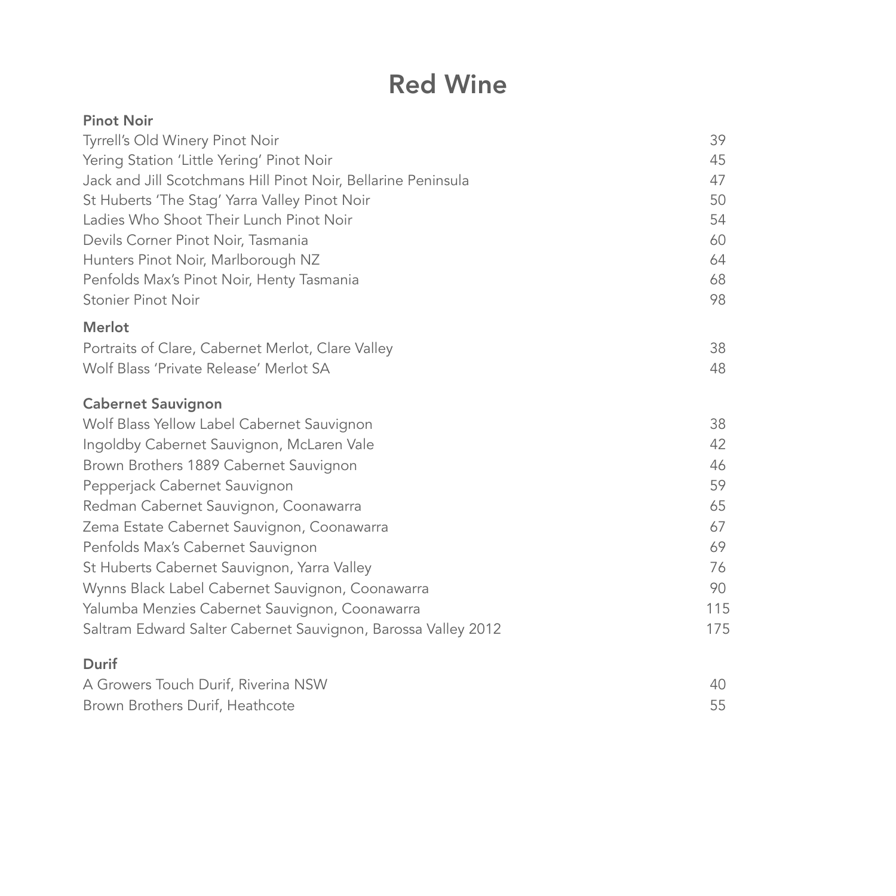# Red Wine

## Pinot Noir

| | |
|---|---|
| Tyrrell's Old Winery Pinot Noir | 39 |
| Yering Station 'Little Yering' Pinot Noir | 45 |
| Jack and Jill Scotchmans Hill Pinot Noir, Bellarine Peninsula | 47 |
| St Huberts 'The Stag' Yarra Valley Pinot Noir | 50 |
| Ladies Who Shoot Their Lunch Pinot Noir | 54 |
| Devils Corner Pinot Noir, Tasmania | 60 |
| Hunters Pinot Noir, Marlborough NZ | 64 |
| Penfolds Max's Pinot Noir, Henty Tasmania | 68 |
| Stonier Pinot Noir | 98 |

## Merlot

| | |
|---|---|
| Portraits of Clare, Cabernet Merlot, Clare Valley | 38 |
| Wolf Blass 'Private Release' Merlot SA | 48 |

## Cabernet Sauvignon

| | |
|---|---|
| Wolf Blass Yellow Label Cabernet Sauvignon | 38 |
| Ingoldby Cabernet Sauvignon, McLaren Vale | 42 |
| Brown Brothers 1889 Cabernet Sauvignon | 46 |
| Pepperjack Cabernet Sauvignon | 59 |
| Redman Cabernet Sauvignon, Coonawarra | 65 |
| Zema Estate Cabernet Sauvignon, Coonawarra | 67 |
| Penfolds Max's Cabernet Sauvignon | 69 |
| St Huberts Cabernet Sauvignon, Yarra Valley | 76 |
| Wynns Black Label Cabernet Sauvignon, Coonawarra | 90 |
| Yalumba Menzies Cabernet Sauvignon, Coonawarra | 115 |
| Saltram Edward Salter Cabernet Sauvignon, Barossa Valley 2012 | 175 |

## Durif

| | |
|---|---|
| A Growers Touch Durif, Riverina NSW | 40 |
| Brown Brothers Durif, Heathcote | 55 |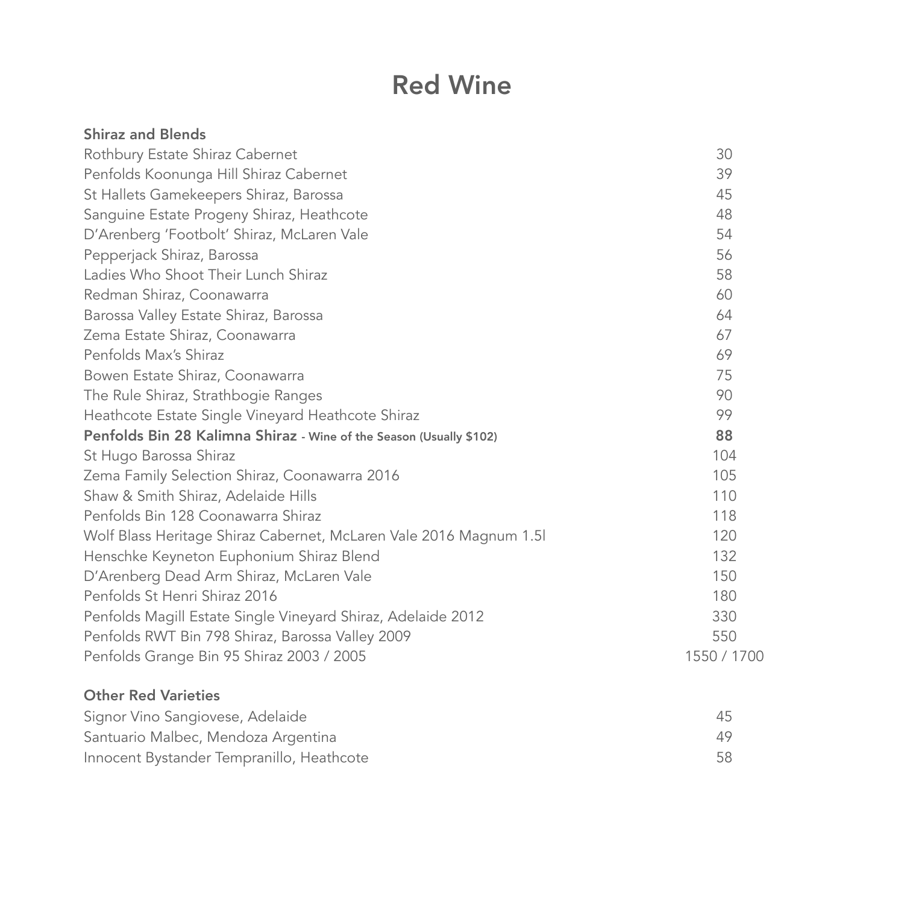# Red Wine

## Shiraz and Blends

| Wine | Price |
|---|---|
| Rothbury Estate Shiraz Cabernet | 30 |
| Penfolds Koonunga Hill Shiraz Cabernet | 39 |
| St Hallets Gamekeepers Shiraz, Barossa | 45 |
| Sanguine Estate Progeny Shiraz, Heathcote | 48 |
| D'Arenberg 'Footbolt' Shiraz, McLaren Vale | 54 |
| Pepperjack Shiraz, Barossa | 56 |
| Ladies Who Shoot Their Lunch Shiraz | 58 |
| Redman Shiraz, Coonawarra | 60 |
| Barossa Valley Estate Shiraz, Barossa | 64 |
| Zema Estate Shiraz, Coonawarra | 67 |
| Penfolds Max's Shiraz | 69 |
| Bowen Estate Shiraz, Coonawarra | 75 |
| The Rule Shiraz, Strathbogie Ranges | 90 |
| Heathcote Estate Single Vineyard Heathcote Shiraz | 99 |
| **Penfolds Bin 28 Kalimna Shiraz** - **Wine of the Season (Usually $102)** | **88** |
| St Hugo Barossa Shiraz | 104 |
| Zema Family Selection Shiraz, Coonawarra 2016 | 105 |
| Shaw & Smith Shiraz, Adelaide Hills | 110 |
| Penfolds Bin 128 Coonawarra Shiraz | 118 |
| Wolf Blass Heritage Shiraz Cabernet, McLaren Vale 2016 Magnum 1.5l | 120 |
| Henschke Keyneton Euphonium Shiraz Blend | 132 |
| D'Arenberg Dead Arm Shiraz, McLaren Vale | 150 |
| Penfolds St Henri Shiraz 2016 | 180 |
| Penfolds Magill Estate Single Vineyard Shiraz, Adelaide 2012 | 330 |
| Penfolds RWT Bin 798 Shiraz, Barossa Valley 2009 | 550 |
| Penfolds Grange Bin 95 Shiraz 2003 / 2005 | 1550 / 1700 |

## Other Red Varieties

| Wine | Price |
|---|---|
| Signor Vino Sangiovese, Adelaide | 45 |
| Santuario Malbec, Mendoza Argentina | 49 |
| Innocent Bystander Tempranillo, Heathcote | 58 |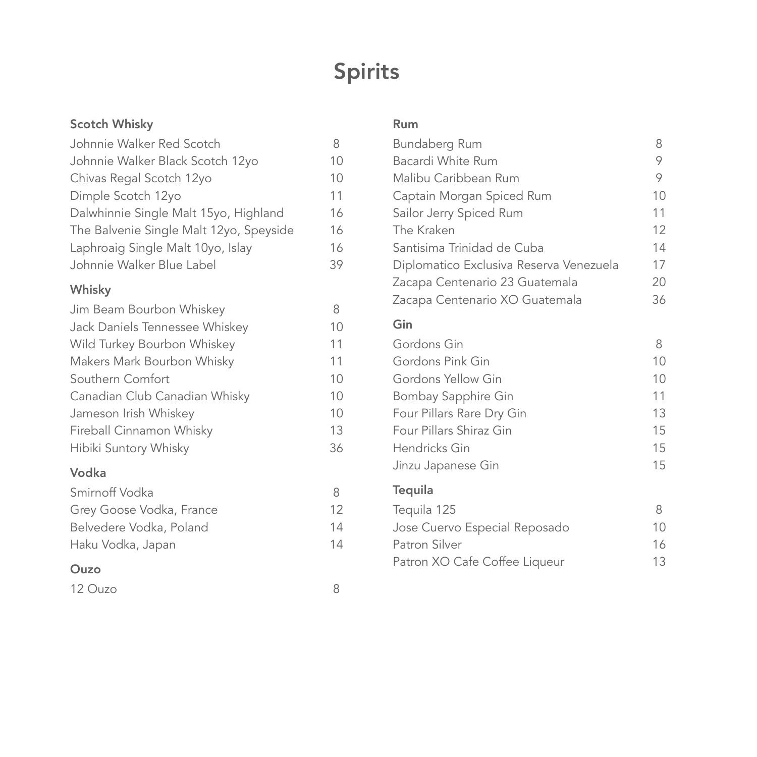# Spirits

## Scotch Whisky

| Item | Price |
| --- | --- |
| Johnnie Walker Red Scotch | 8 |
| Johnnie Walker Black Scotch 12yo | 10 |
| Chivas Regal Scotch 12yo | 10 |
| Dimple Scotch 12yo | 11 |
| Dalwhinnie Single Malt 15yo, Highland | 16 |
| The Balvenie Single Malt 12yo, Speyside | 16 |
| Laphroaig Single Malt 10yo, Islay | 16 |
| Johnnie Walker Blue Label | 39 |

## Whisky

| Item | Price |
| --- | --- |
| Jim Beam Bourbon Whiskey | 8 |
| Jack Daniels Tennessee Whiskey | 10 |
| Wild Turkey Bourbon Whiskey | 11 |
| Makers Mark Bourbon Whisky | 11 |
| Southern Comfort | 10 |
| Canadian Club Canadian Whisky | 10 |
| Jameson Irish Whiskey | 10 |
| Fireball Cinnamon Whisky | 13 |
| Hibiki Suntory Whisky | 36 |

## Vodka

| Item | Price |
| --- | --- |
| Smirnoff Vodka | 8 |
| Grey Goose Vodka, France | 12 |
| Belvedere Vodka, Poland | 14 |
| Haku Vodka, Japan | 14 |

## Ouzo

| Item | Price |
| --- | --- |
| 12 Ouzo | 8 |

## Rum

| Item | Price |
| --- | --- |
| Bundaberg Rum | 8 |
| Bacardi White Rum | 9 |
| Malibu Caribbean Rum | 9 |
| Captain Morgan Spiced Rum | 10 |
| Sailor Jerry Spiced Rum | 11 |
| The Kraken | 12 |
| Santisima Trinidad de Cuba | 14 |
| Diplomatico Exclusiva Reserva Venezuela | 17 |
| Zacapa Centenario 23 Guatemala | 20 |
| Zacapa Centenario XO Guatemala | 36 |

## Gin

| Item | Price |
| --- | --- |
| Gordons Gin | 8 |
| Gordons Pink Gin | 10 |
| Gordons Yellow Gin | 10 |
| Bombay Sapphire Gin | 11 |
| Four Pillars Rare Dry Gin | 13 |
| Four Pillars Shiraz Gin | 15 |
| Hendricks Gin | 15 |
| Jinzu Japanese Gin | 15 |

## Tequila

| Item | Price |
| --- | --- |
| Tequila 125 | 8 |
| Jose Cuervo Especial Reposado | 10 |
| Patron Silver | 16 |
| Patron XO Cafe Coffee Liqueur | 13 |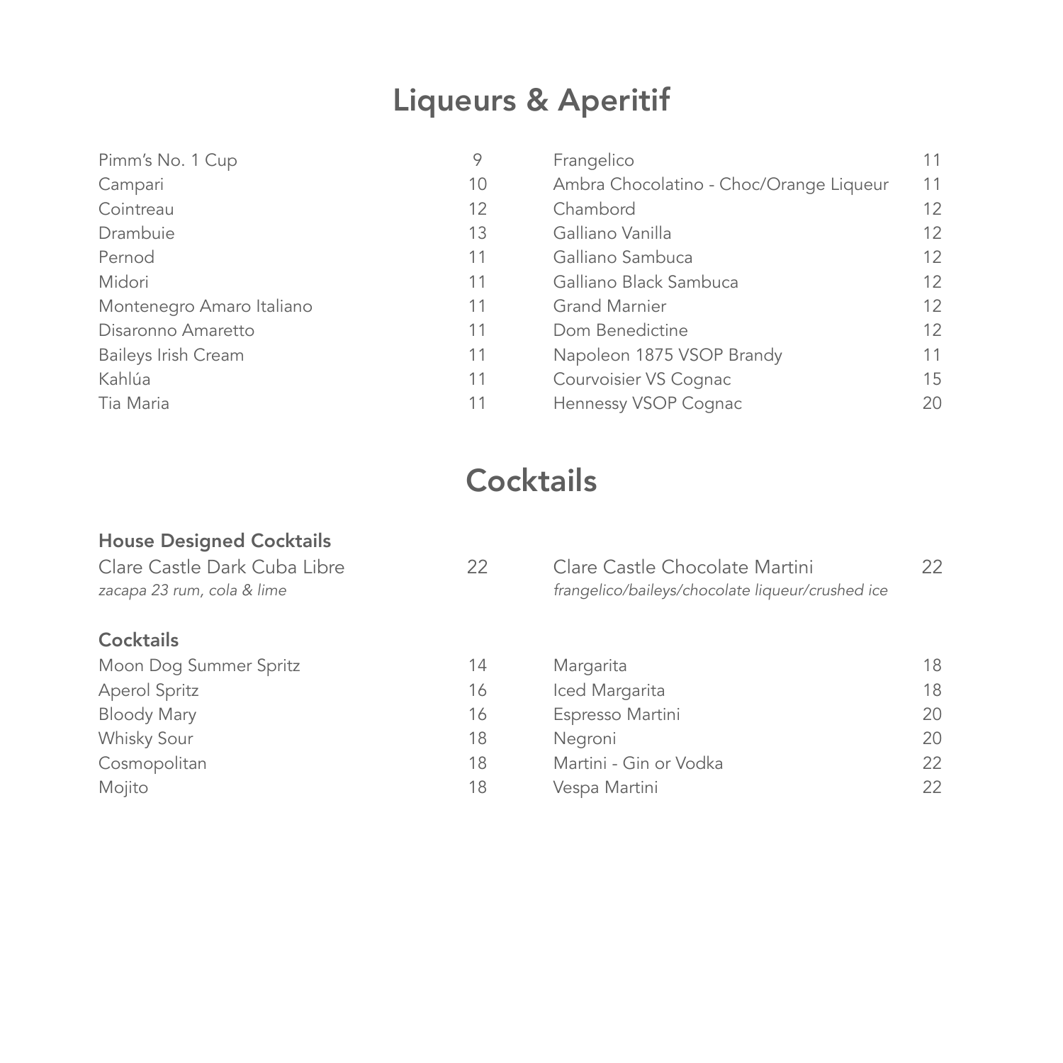# Liqueurs & Aperitif

| Item | Price |
|---|---|
| Pimm's No. 1 Cup | 9 |
| Campari | 10 |
| Cointreau | 12 |
| Drambuie | 13 |
| Pernod | 11 |
| Midori | 11 |
| Montenegro Amaro Italiano | 11 |
| Disaronno Amaretto | 11 |
| Baileys Irish Cream | 11 |
| Kahlúa | 11 |
| Tia Maria | 11 |
| Frangelico | 11 |
| Ambra Chocolatino - Choc/Orange Liqueur | 11 |
| Chambord | 12 |
| Galliano Vanilla | 12 |
| Galliano Sambuca | 12 |
| Galliano Black Sambuca | 12 |
| Grand Marnier | 12 |
| Dom Benedictine | 12 |
| Napoleon 1875 VSOP Brandy | 11 |
| Courvoisier VS Cognac | 15 |
| Hennessy VSOP Cognac | 20 |

# Cocktails

## House Designed Cocktails

Clare Castle Dark Cuba Libre 22
*zacapa 23 rum, cola & lime*

Clare Castle Chocolate Martini 22
*frangelico/baileys/chocolate liqueur/crushed ice*

## Cocktails

| Item | Price |
|---|---|
| Moon Dog Summer Spritz | 14 |
| Aperol Spritz | 16 |
| Bloody Mary | 16 |
| Whisky Sour | 18 |
| Cosmopolitan | 18 |
| Mojito | 18 |
| Margarita | 18 |
| Iced Margarita | 18 |
| Espresso Martini | 20 |
| Negroni | 20 |
| Martini - Gin or Vodka | 22 |
| Vespa Martini | 22 |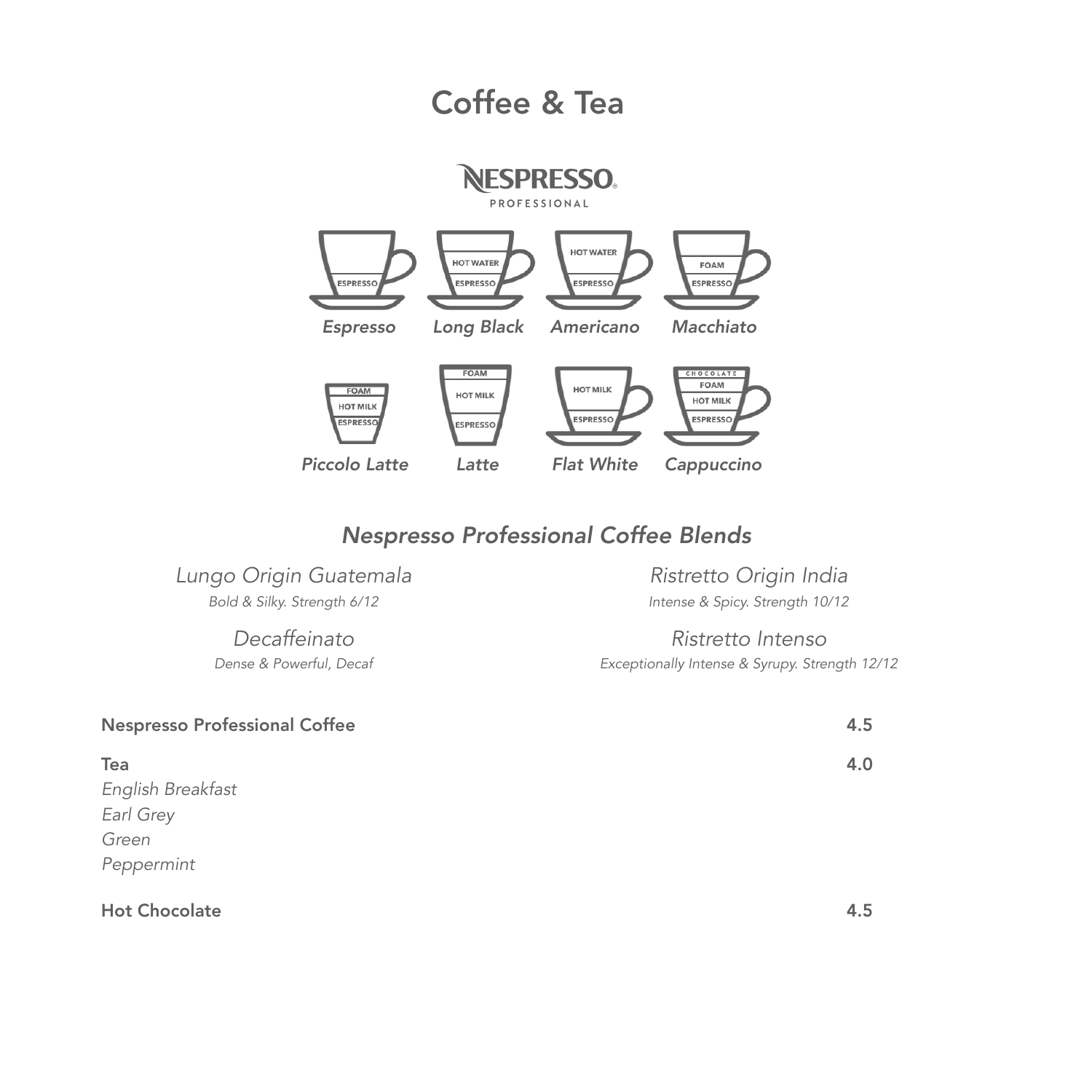# Coffee & Tea

NESPRESSO PROFESSIONAL

ESPRESSO — *Espresso*

HOT WATER / ESPRESSO — *Long Black*

HOT WATER / ESPRESSO — *Americano*

FOAM / ESPRESSO — *Macchiato*

FOAM / HOT MILK / ESPRESSO — *Piccolo Latte*

FOAM / HOT MILK / ESPRESSO — *Latte*

HOT MILK / ESPRESSO — *Flat White*

CHOCOLATE / FOAM / HOT MILK / ESPRESSO — *Cappuccino*

## *Nespresso Professional Coffee Blends*

*Lungo Origin Guatemala*
*Bold & Silky. Strength 6/12*

*Decaffeinato*
*Dense & Powerful, Decaf*

*Ristretto Origin India*
*Intense & Spicy. Strength 10/12*

*Ristretto Intenso*
*Exceptionally Intense & Syrupy. Strength 12/12*

**Nespresso Professional Coffee** — **4.5**

**Tea** — **4.0**

*English Breakfast*
*Earl Grey*
*Green*
*Peppermint*

**Hot Chocolate** — **4.5**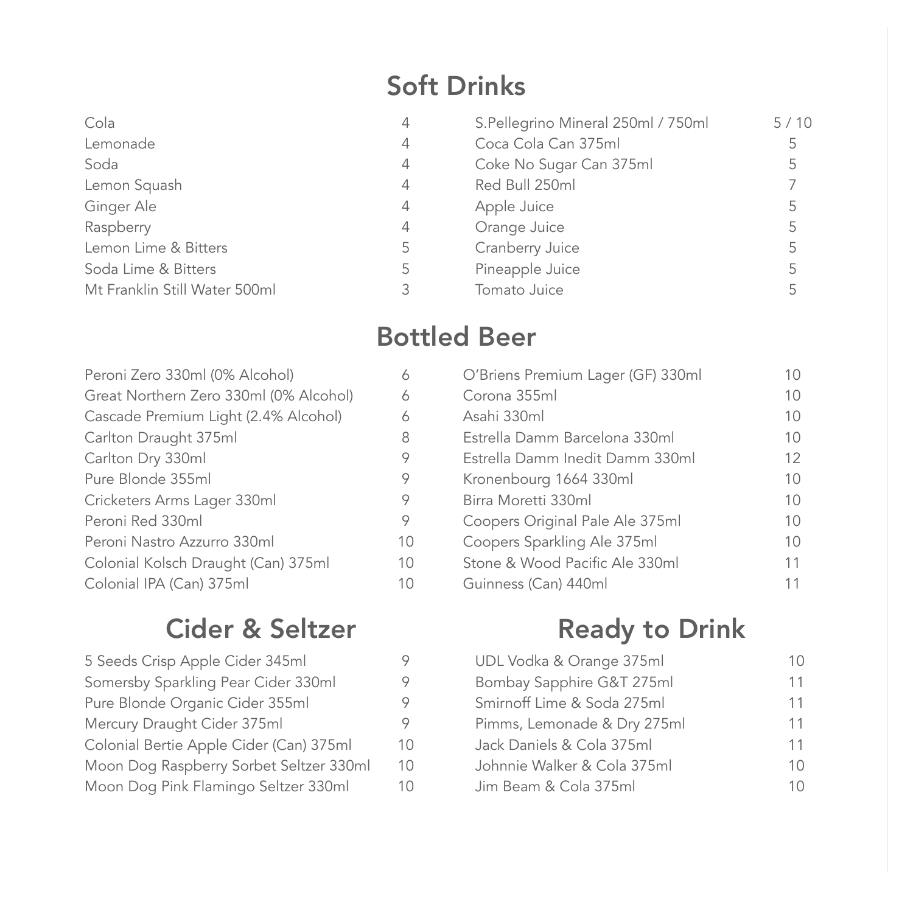## Soft Drinks

| Item | Price |
|---|---|
| Cola | 4 |
| Lemonade | 4 |
| Soda | 4 |
| Lemon Squash | 4 |
| Ginger Ale | 4 |
| Raspberry | 4 |
| Lemon Lime & Bitters | 5 |
| Soda Lime & Bitters | 5 |
| Mt Franklin Still Water 500ml | 3 |
| S.Pellegrino Mineral 250ml / 750ml | 5 / 10 |
| Coca Cola Can 375ml | 5 |
| Coke No Sugar Can 375ml | 5 |
| Red Bull 250ml | 7 |
| Apple Juice | 5 |
| Orange Juice | 5 |
| Cranberry Juice | 5 |
| Pineapple Juice | 5 |
| Tomato Juice | 5 |

## Bottled Beer

| Item | Price |
|---|---|
| Peroni Zero 330ml (0% Alcohol) | 6 |
| Great Northern Zero 330ml (0% Alcohol) | 6 |
| Cascade Premium Light (2.4% Alcohol) | 6 |
| Carlton Draught 375ml | 8 |
| Carlton Dry 330ml | 9 |
| Pure Blonde 355ml | 9 |
| Cricketers Arms Lager 330ml | 9 |
| Peroni Red 330ml | 9 |
| Peroni Nastro Azzurro 330ml | 10 |
| Colonial Kolsch Draught (Can) 375ml | 10 |
| Colonial IPA (Can) 375ml | 10 |
| O'Briens Premium Lager (GF) 330ml | 10 |
| Corona 355ml | 10 |
| Asahi 330ml | 10 |
| Estrella Damm Barcelona 330ml | 10 |
| Estrella Damm Inedit Damm 330ml | 12 |
| Kronenbourg 1664 330ml | 10 |
| Birra Moretti 330ml | 10 |
| Coopers Original Pale Ale 375ml | 10 |
| Coopers Sparkling Ale 375ml | 10 |
| Stone & Wood Pacific Ale 330ml | 11 |
| Guinness (Can) 440ml | 11 |

## Cider & Seltzer

| Item | Price |
|---|---|
| 5 Seeds Crisp Apple Cider 345ml | 9 |
| Somersby Sparkling Pear Cider 330ml | 9 |
| Pure Blonde Organic Cider 355ml | 9 |
| Mercury Draught Cider 375ml | 9 |
| Colonial Bertie Apple Cider (Can) 375ml | 10 |
| Moon Dog Raspberry Sorbet Seltzer 330ml | 10 |
| Moon Dog Pink Flamingo Seltzer 330ml | 10 |

## Ready to Drink

| Item | Price |
|---|---|
| UDL Vodka & Orange 375ml | 10 |
| Bombay Sapphire G&T 275ml | 11 |
| Smirnoff Lime & Soda 275ml | 11 |
| Pimms, Lemonade & Dry 275ml | 11 |
| Jack Daniels & Cola 375ml | 11 |
| Johnnie Walker & Cola 375ml | 10 |
| Jim Beam & Cola 375ml | 10 |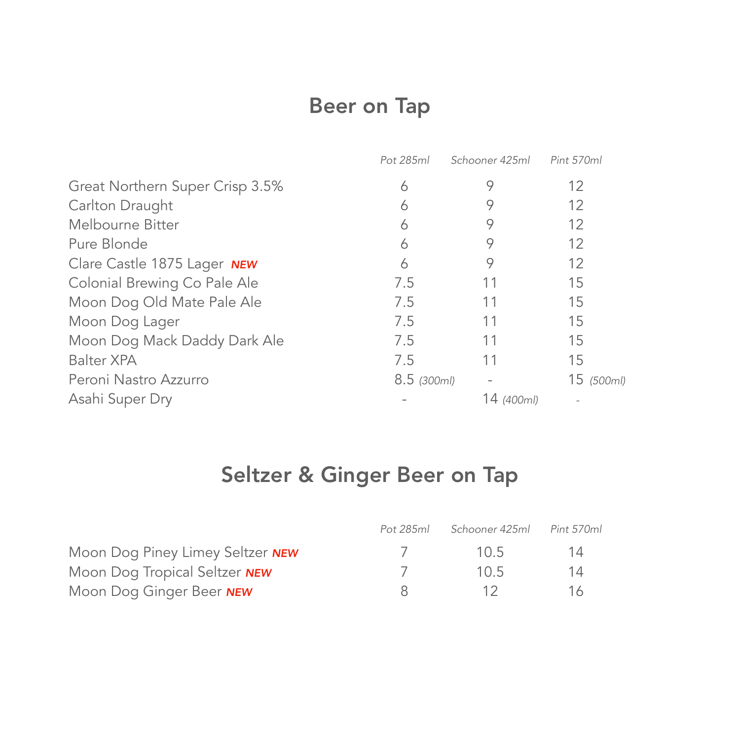# Beer on Tap

| | *Pot 285ml* | *Schooner 425ml* | *Pint 570ml* |
|---|---|---|---|
| Great Northern Super Crisp 3.5% | 6 | 9 | 12 |
| Carlton Draught | 6 | 9 | 12 |
| Melbourne Bitter | 6 | 9 | 12 |
| Pure Blonde | 6 | 9 | 12 |
| Clare Castle 1875 Lager ***NEW*** | 6 | 9 | 12 |
| Colonial Brewing Co Pale Ale | 7.5 | 11 | 15 |
| Moon Dog Old Mate Pale Ale | 7.5 | 11 | 15 |
| Moon Dog Lager | 7.5 | 11 | 15 |
| Moon Dog Mack Daddy Dark Ale | 7.5 | 11 | 15 |
| Balter XPA | 7.5 | 11 | 15 |
| Peroni Nastro Azzurro | 8.5 *(300ml)* | - | 15 *(500ml)* |
| Asahi Super Dry | - | 14 *(400ml)* | - |

# Seltzer & Ginger Beer on Tap

| | *Pot 285ml* | *Schooner 425ml* | *Pint 570ml* |
|---|---|---|---|
| Moon Dog Piney Limey Seltzer ***NEW*** | 7 | 10.5 | 14 |
| Moon Dog Tropical Seltzer ***NEW*** | 7 | 10.5 | 14 |
| Moon Dog Ginger Beer ***NEW*** | 8 | 12 | 16 |